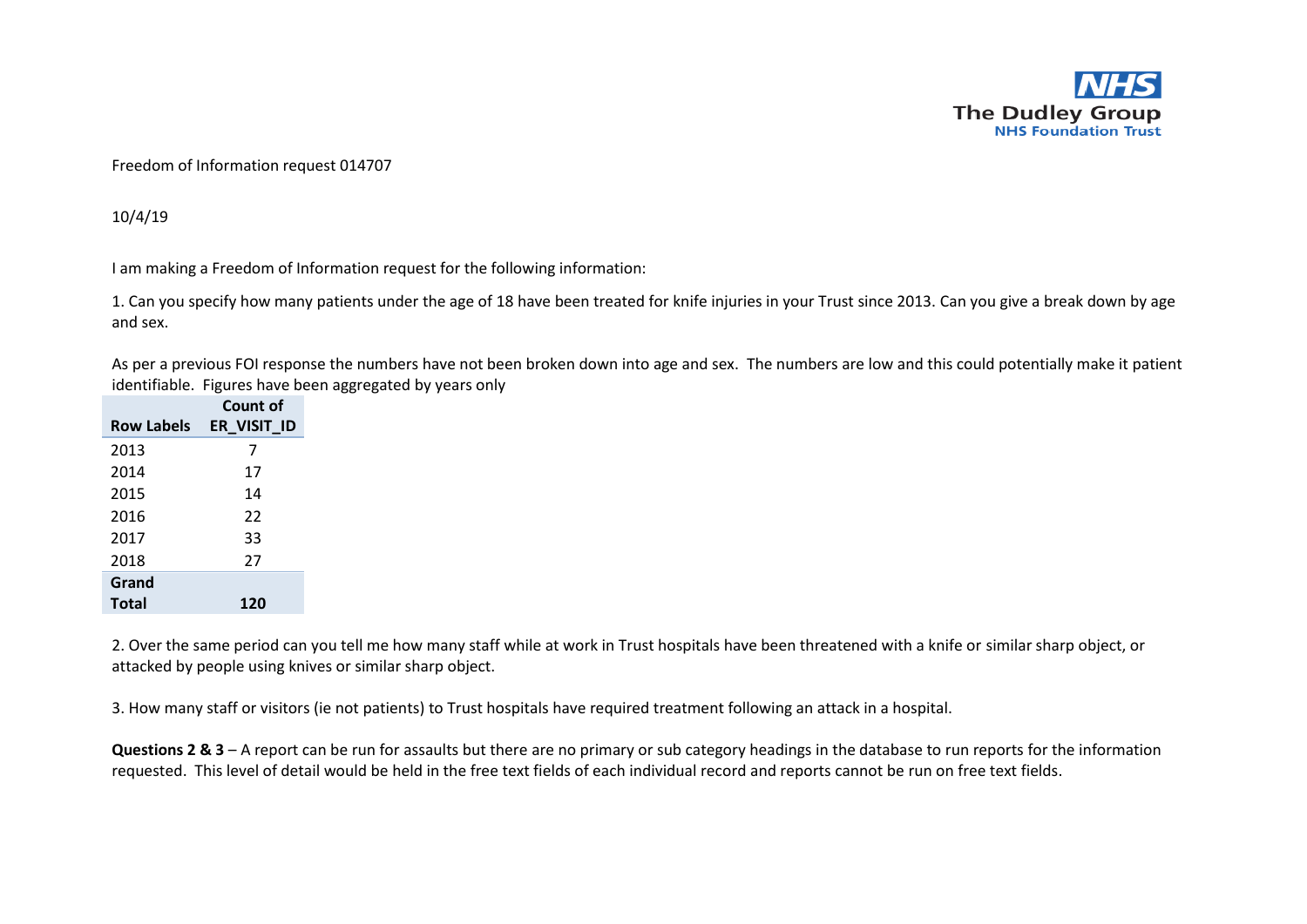The Dudley Group NHS Foundation Trust

Freedom of Information request 014707

10/4/19

I am making a Freedom of Information request for the following information:

1. Can you specify how many patients under the age of 18 have been treated for knife injuries in your Trust since 2013. Can you give a break down by age and sex.

As per a previous FOI response the numbers have not been broken down into age and sex. The numbers are low and this could potentially make it patient identifiable. Figures have been aggregated by years only

| Row Labels | Count of ER_VISIT_ID |
|---|---|
| 2013 | 7 |
| 2014 | 17 |
| 2015 | 14 |
| 2016 | 22 |
| 2017 | 33 |
| 2018 | 27 |
| **Grand Total** | **120** |

2. Over the same period can you tell me how many staff while at work in Trust hospitals have been threatened with a knife or similar sharp object, or attacked by people using knives or similar sharp object.

3. How many staff or visitors (ie not patients) to Trust hospitals have required treatment following an attack in a hospital.

**Questions 2 & 3** – A report can be run for assaults but there are no primary or sub category headings in the database to run reports for the information requested. This level of detail would be held in the free text fields of each individual record and reports cannot be run on free text fields.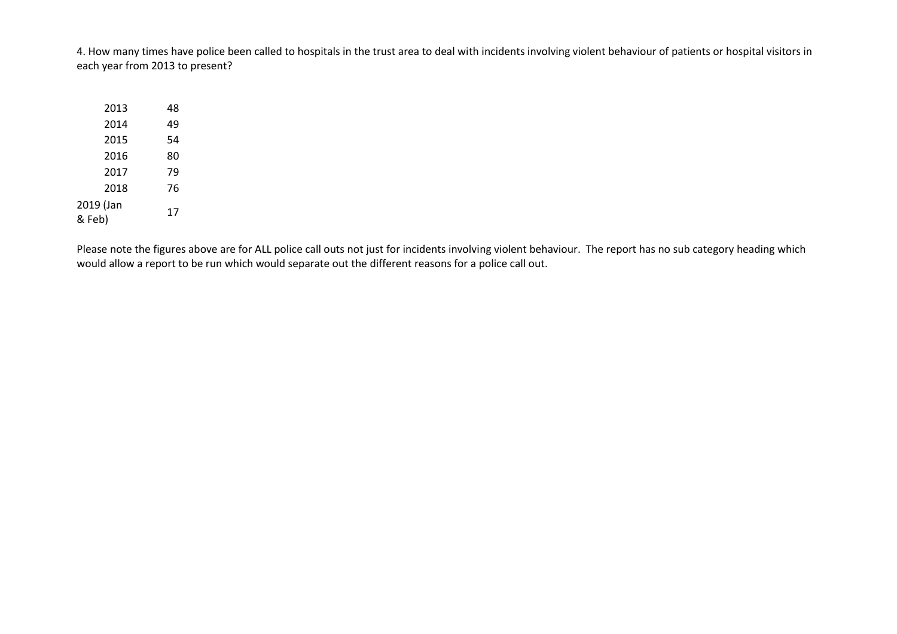4. How many times have police been called to hospitals in the trust area to deal with incidents involving violent behaviour of patients or hospital visitors in each year from 2013 to present?

| | |
|---|---|
| 2013 | 48 |
| 2014 | 49 |
| 2015 | 54 |
| 2016 | 80 |
| 2017 | 79 |
| 2018 | 76 |
| 2019 (Jan & Feb) | 17 |

Please note the figures above are for ALL police call outs not just for incidents involving violent behaviour. The report has no sub category heading which would allow a report to be run which would separate out the different reasons for a police call out.